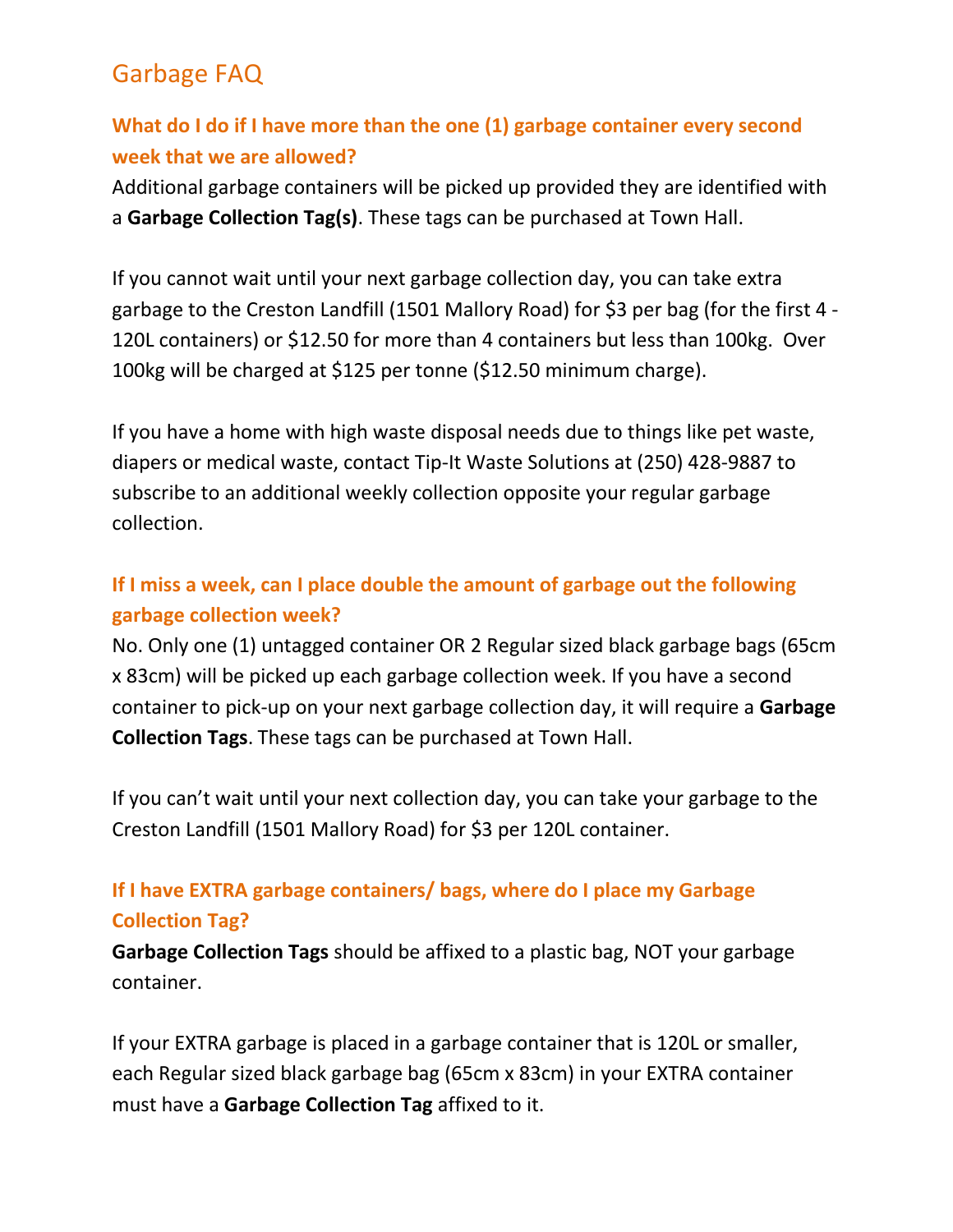# Garbage FAQ

### What do I do if I have more than the one (1) garbage container every second week that we are allowed?

Additional garbage containers will be picked up provided they are identified with a **Garbage Collection Tag(s)**. These tags can be purchased at Town Hall.

If you cannot wait until your next garbage collection day, you can take extra garbage to the Creston Landfill (1501 Mallory Road) for $3 per bag (for the first 4 - 120L containers) or $12.50 for more than 4 containers but less than 100kg. Over 100kg will be charged at $125 per tonne ($12.50 minimum charge).

If you have a home with high waste disposal needs due to things like pet waste, diapers or medical waste, contact Tip-It Waste Solutions at (250) 428-9887 to subscribe to an additional weekly collection opposite your regular garbage collection.

### If I miss a week, can I place double the amount of garbage out the following garbage collection week?

No. Only one (1) untagged container OR 2 Regular sized black garbage bags (65cm x 83cm) will be picked up each garbage collection week. If you have a second container to pick-up on your next garbage collection day, it will require a **Garbage Collection Tags**. These tags can be purchased at Town Hall.

If you can't wait until your next collection day, you can take your garbage to the Creston Landfill (1501 Mallory Road) for $3 per 120L container.

### If I have EXTRA garbage containers/ bags, where do I place my Garbage Collection Tag?

**Garbage Collection Tags** should be affixed to a plastic bag, NOT your garbage container.

If your EXTRA garbage is placed in a garbage container that is 120L or smaller, each Regular sized black garbage bag (65cm x 83cm) in your EXTRA container must have a **Garbage Collection Tag** affixed to it.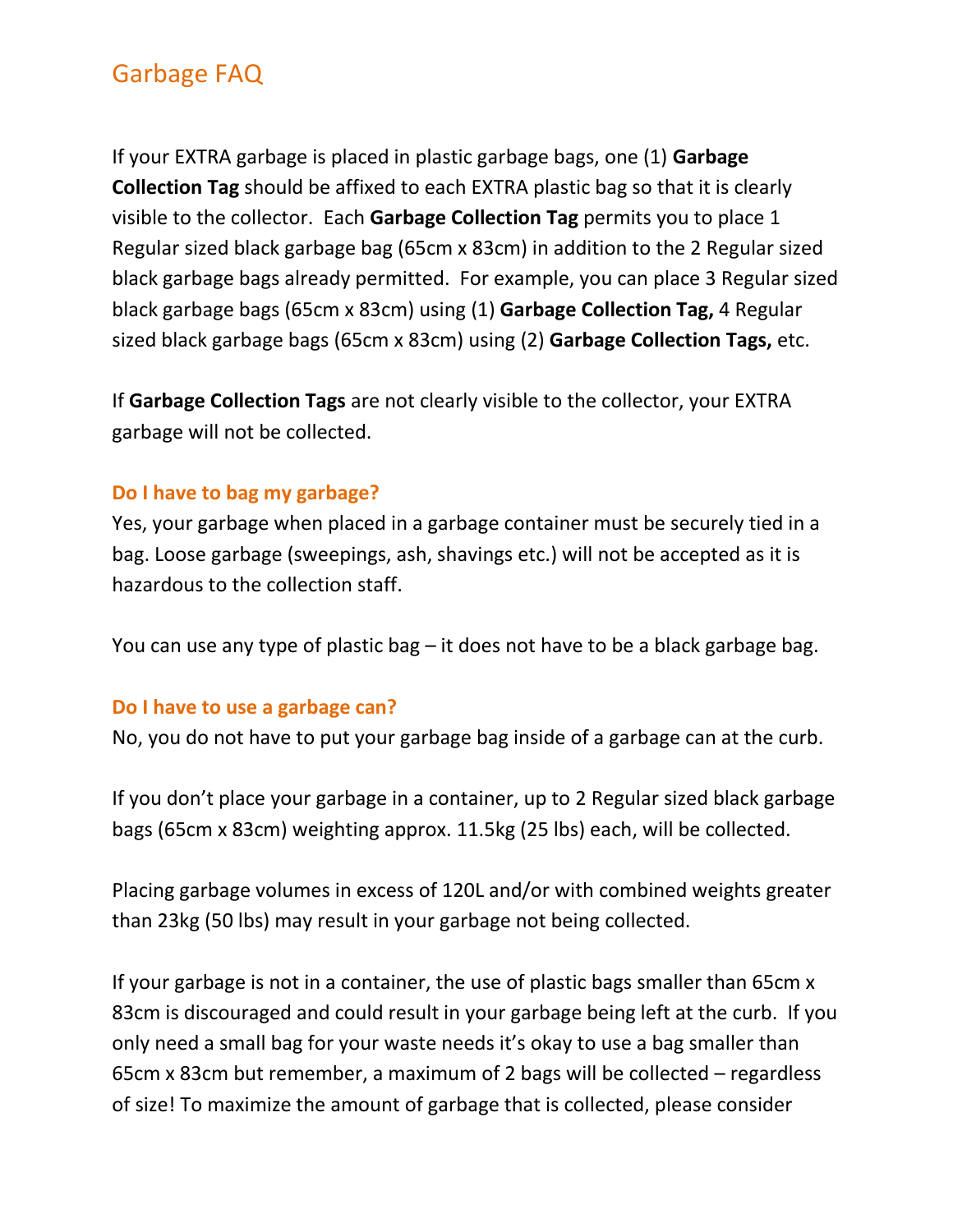# Garbage FAQ

If your EXTRA garbage is placed in plastic garbage bags, one (1) **Garbage Collection Tag** should be affixed to each EXTRA plastic bag so that it is clearly visible to the collector. Each **Garbage Collection Tag** permits you to place 1 Regular sized black garbage bag (65cm x 83cm) in addition to the 2 Regular sized black garbage bags already permitted. For example, you can place 3 Regular sized black garbage bags (65cm x 83cm) using (1) **Garbage Collection Tag,** 4 Regular sized black garbage bags (65cm x 83cm) using (2) **Garbage Collection Tags,** etc.

If **Garbage Collection Tags** are not clearly visible to the collector, your EXTRA garbage will not be collected.

### Do I have to bag my garbage?

Yes, your garbage when placed in a garbage container must be securely tied in a bag. Loose garbage (sweepings, ash, shavings etc.) will not be accepted as it is hazardous to the collection staff.

You can use any type of plastic bag – it does not have to be a black garbage bag.

### Do I have to use a garbage can?

No, you do not have to put your garbage bag inside of a garbage can at the curb.

If you don't place your garbage in a container, up to 2 Regular sized black garbage bags (65cm x 83cm) weighting approx. 11.5kg (25 lbs) each, will be collected.

Placing garbage volumes in excess of 120L and/or with combined weights greater than 23kg (50 lbs) may result in your garbage not being collected.

If your garbage is not in a container, the use of plastic bags smaller than 65cm x 83cm is discouraged and could result in your garbage being left at the curb. If you only need a small bag for your waste needs it's okay to use a bag smaller than 65cm x 83cm but remember, a maximum of 2 bags will be collected – regardless of size! To maximize the amount of garbage that is collected, please consider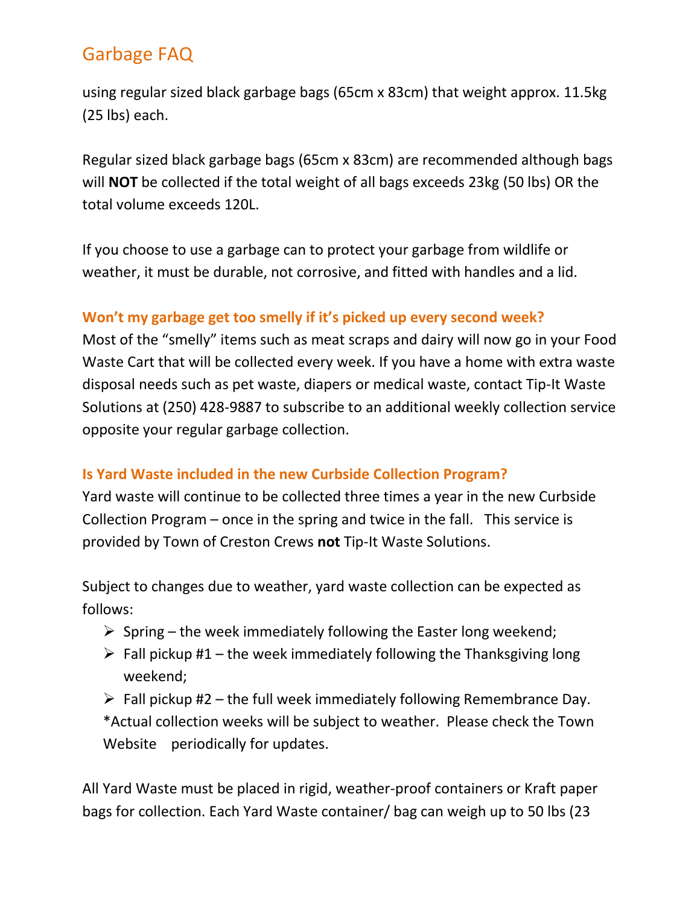using regular sized black garbage bags (65cm x 83cm) that weight approx. 11.5kg (25 lbs) each.

Regular sized black garbage bags (65cm x 83cm) are recommended although bags will **NOT** be collected if the total weight of all bags exceeds 23kg (50 lbs) OR the total volume exceeds 120L.

If you choose to use a garbage can to protect your garbage from wildlife or weather, it must be durable, not corrosive, and fitted with handles and a lid.

### Won't my garbage get too smelly if it's picked up every second week?

Most of the "smelly" items such as meat scraps and dairy will now go in your Food Waste Cart that will be collected every week. If you have a home with extra waste disposal needs such as pet waste, diapers or medical waste, contact Tip-It Waste Solutions at (250) 428-9887 to subscribe to an additional weekly collection service opposite your regular garbage collection.

### Is Yard Waste included in the new Curbside Collection Program?

Yard waste will continue to be collected three times a year in the new Curbside Collection Program – once in the spring and twice in the fall. This service is provided by Town of Creston Crews **not** Tip-It Waste Solutions.

Subject to changes due to weather, yard waste collection can be expected as follows:

- Spring – the week immediately following the Easter long weekend;
- Fall pickup #1 – the week immediately following the Thanksgiving long weekend;
- Fall pickup #2 – the full week immediately following Remembrance Day.

  *Actual collection weeks will be subject to weather. Please check the Town Website periodically for updates.

All Yard Waste must be placed in rigid, weather-proof containers or Kraft paper bags for collection. Each Yard Waste container/ bag can weigh up to 50 lbs (23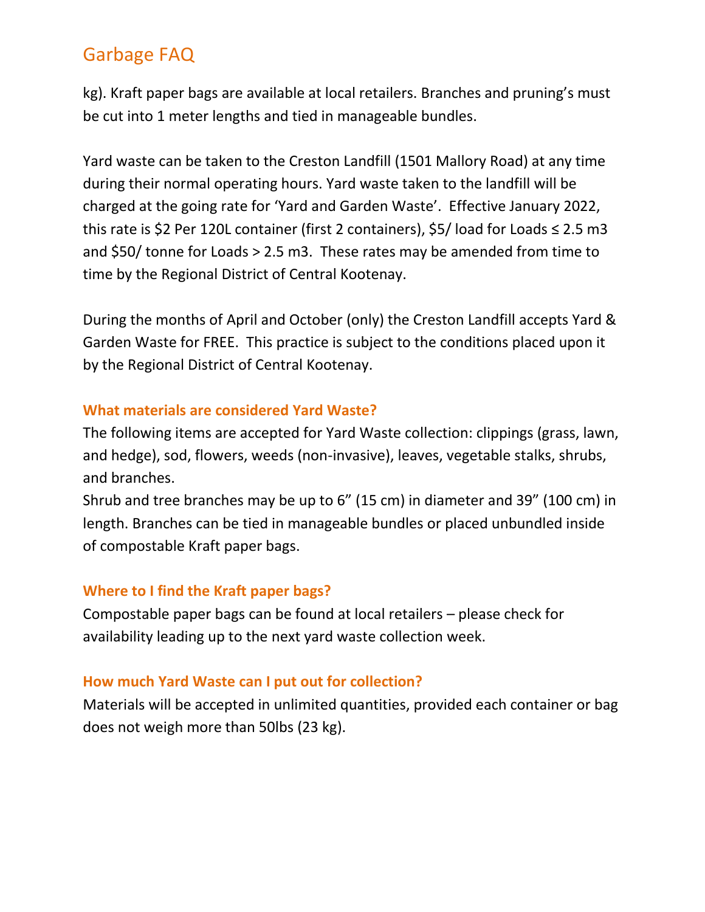kg). Kraft paper bags are available at local retailers. Branches and pruning's must be cut into 1 meter lengths and tied in manageable bundles.

Yard waste can be taken to the Creston Landfill (1501 Mallory Road) at any time during their normal operating hours. Yard waste taken to the landfill will be charged at the going rate for 'Yard and Garden Waste'. Effective January 2022, this rate is $2 Per 120L container (first 2 containers), $5/ load for Loads ≤ 2.5 m3 and $50/ tonne for Loads > 2.5 m3. These rates may be amended from time to time by the Regional District of Central Kootenay.

During the months of April and October (only) the Creston Landfill accepts Yard & Garden Waste for FREE. This practice is subject to the conditions placed upon it by the Regional District of Central Kootenay.

### What materials are considered Yard Waste?

The following items are accepted for Yard Waste collection: clippings (grass, lawn, and hedge), sod, flowers, weeds (non-invasive), leaves, vegetable stalks, shrubs, and branches.

Shrub and tree branches may be up to 6" (15 cm) in diameter and 39" (100 cm) in length. Branches can be tied in manageable bundles or placed unbundled inside of compostable Kraft paper bags.

### Where to I find the Kraft paper bags?

Compostable paper bags can be found at local retailers – please check for availability leading up to the next yard waste collection week.

### How much Yard Waste can I put out for collection?

Materials will be accepted in unlimited quantities, provided each container or bag does not weigh more than 50lbs (23 kg).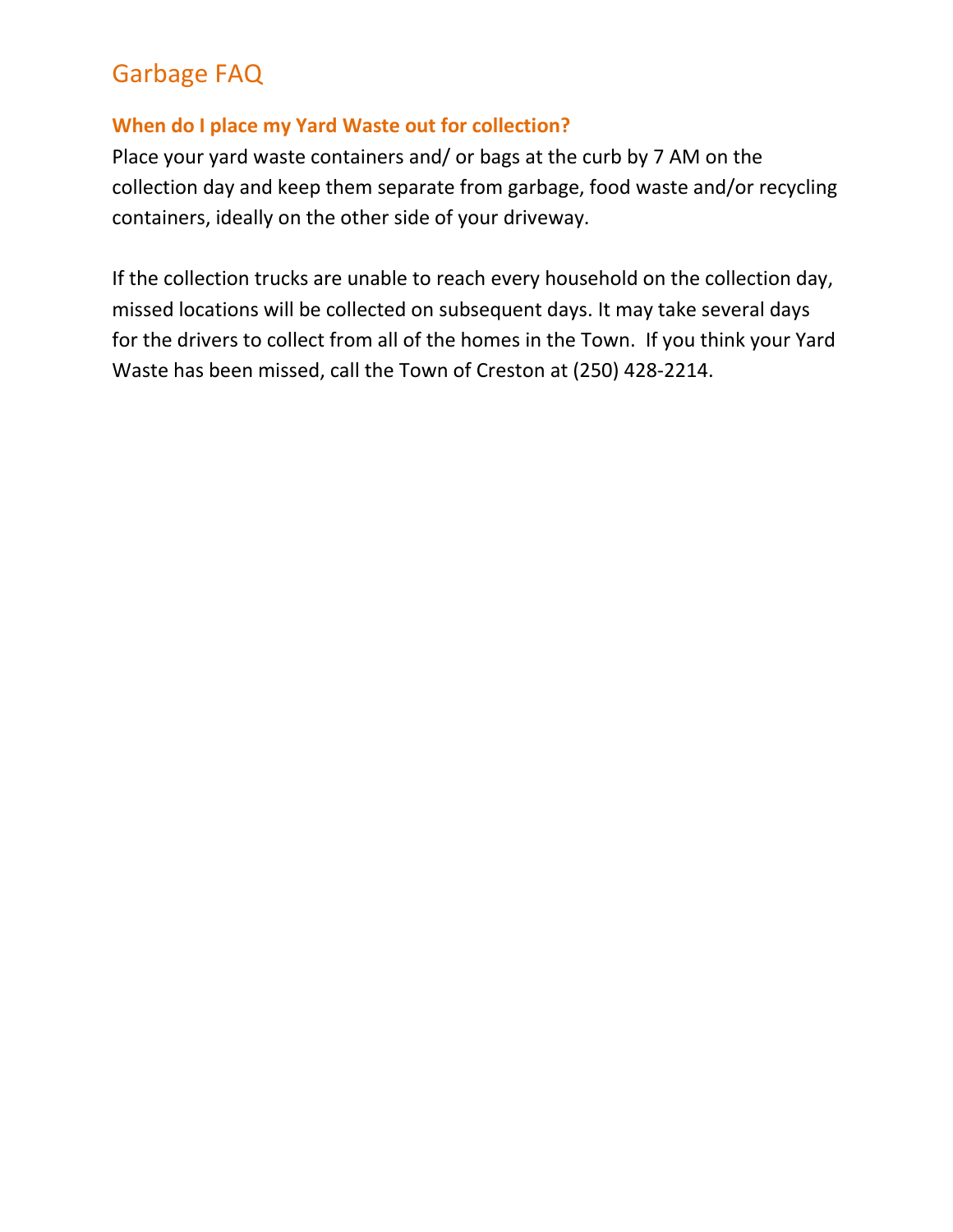## Garbage FAQ

### When do I place my Yard Waste out for collection?

Place your yard waste containers and/ or bags at the curb by 7 AM on the collection day and keep them separate from garbage, food waste and/or recycling containers, ideally on the other side of your driveway.

If the collection trucks are unable to reach every household on the collection day, missed locations will be collected on subsequent days. It may take several days for the drivers to collect from all of the homes in the Town. If you think your Yard Waste has been missed, call the Town of Creston at (250) 428-2214.